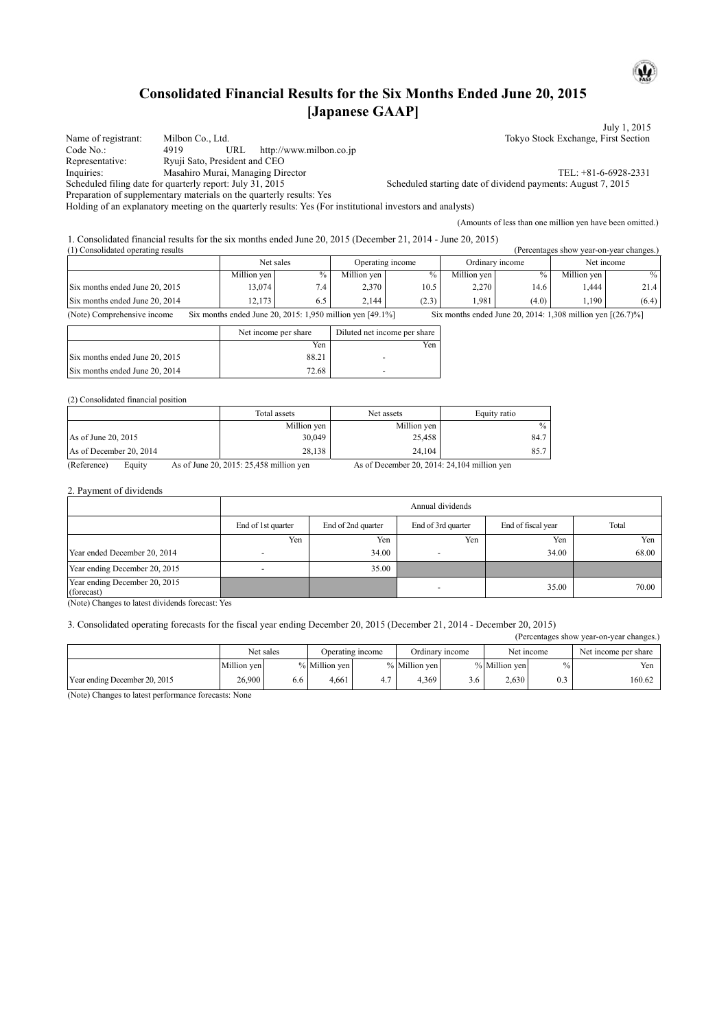# Consolidated Financial Results for the Six Months Ended June 20, 2015 [Japanese GAAP]

July 1, 2015

Name of registrant: Milbon Co., Ltd. — Tokyo Stock Exchange, First Section
Code No.: 4919 URL http://www.milbon.co.jp
Representative: Ryuji Sato, President and CEO
Inquiries: Masahiro Murai, Managing Director — TEL: +81-6-6928-2331
Scheduled filing date for quarterly report: July 31, 2015 — Scheduled starting date of dividend payments: August 7, 2015
Preparation of supplementary materials on the quarterly results: Yes
Holding of an explanatory meeting on the quarterly results: Yes (For institutional investors and analysts)

(Amounts of less than one million yen have been omitted.)

## 1. Consolidated financial results for the six months ended June 20, 2015 (December 21, 2014 - June 20, 2015)

### (1) Consolidated operating results

(Percentages show year-on-year changes.)

| | Net sales | | Operating income | | Ordinary income | | Net income | |
|---|---|---|---|---|---|---|---|---|
| | Million yen | % | Million yen | % | Million yen | % | Million yen | % |
| Six months ended June 20, 2015 | 13,074 | 7.4 | 2,370 | 10.5 | 2,270 | 14.6 | 1,444 | 21.4 |
| Six months ended June 20, 2014 | 12,173 | 6.5 | 2,144 | (2.3) | 1,981 | (4.0) | 1,190 | (6.4) |

(Note) Comprehensive income Six months ended June 20, 2015: 1,950 million yen [49.1%] Six months ended June 20, 2014: 1,308 million yen [(26.7)%]

| | Net income per share | Diluted net income per share |
|---|---|---|
| | Yen | Yen |
| Six months ended June 20, 2015 | 88.21 | - |
| Six months ended June 20, 2014 | 72.68 | - |

### (2) Consolidated financial position

| | Total assets | Net assets | Equity ratio |
|---|---|---|---|
| | Million yen | Million yen | % |
| As of June 20, 2015 | 30,049 | 25,458 | 84.7 |
| As of December 20, 2014 | 28,138 | 24,104 | 85.7 |

(Reference) Equity As of June 20, 2015: 25,458 million yen As of December 20, 2014: 24,104 million yen

## 2. Payment of dividends

| | Annual dividends | | | | |
|---|---|---|---|---|---|
| | End of 1st quarter | End of 2nd quarter | End of 3rd quarter | End of fiscal year | Total |
| | Yen | Yen | Yen | Yen | Yen |
| Year ended December 20, 2014 | - | 34.00 | - | 34.00 | 68.00 |
| Year ending December 20, 2015 | - | 35.00 | | | |
| Year ending December 20, 2015 (forecast) | | | - | 35.00 | 70.00 |

(Note) Changes to latest dividends forecast: Yes

## 3. Consolidated operating forecasts for the fiscal year ending December 20, 2015 (December 21, 2014 - December 20, 2015)

(Percentages show year-on-year changes.)

| | Net sales | | Operating income | | Ordinary income | | Net income | | Net income per share |
|---|---|---|---|---|---|---|---|---|---|
| | Million yen | % | Million yen | % | Million yen | % | Million yen | % | Yen |
| Year ending December 20, 2015 | 26,900 | 6.6 | 4,661 | 4.7 | 4,369 | 3.6 | 2,630 | 0.3 | 160.62 |

(Note) Changes to latest performance forecasts: None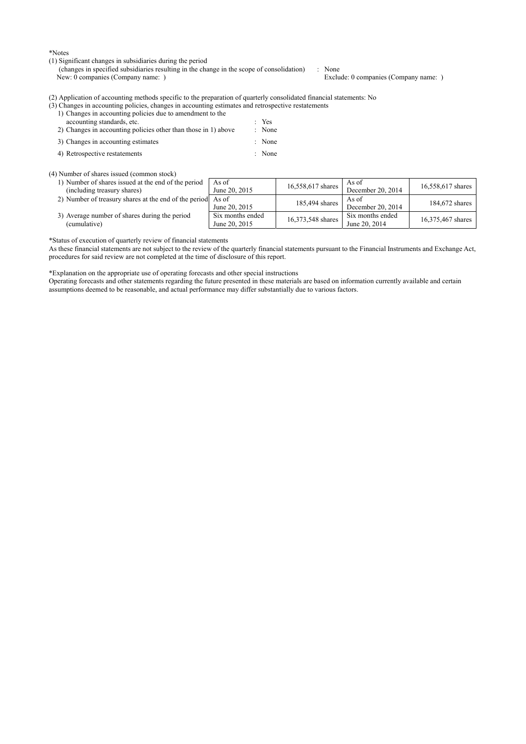*Notes

(1) Significant changes in subsidiaries during the period
(changes in specified subsidiaries resulting in the change in the scope of consolidation) : None
New: 0 companies (Company name: ) Exclude: 0 companies (Company name: )

(2) Application of accounting methods specific to the preparation of quarterly consolidated financial statements: No

(3) Changes in accounting policies, changes in accounting estimates and retrospective restatements

1) Changes in accounting policies due to amendment to the accounting standards, etc. : Yes
2) Changes in accounting policies other than those in 1) above : None
3) Changes in accounting estimates : None
4) Retrospective restatements : None

(4) Number of shares issued (common stock)

| | | | | |
|---|---|---|---|---|
| 1) Number of shares issued at the end of the period (including treasury shares) | As of June 20, 2015 | 16,558,617 shares | As of December 20, 2014 | 16,558,617 shares |
| 2) Number of treasury shares at the end of the period | As of June 20, 2015 | 185,494 shares | As of December 20, 2014 | 184,672 shares |
| 3) Average number of shares during the period (cumulative) | Six months ended June 20, 2015 | 16,373,548 shares | Six months ended June 20, 2014 | 16,375,467 shares |

*Status of execution of quarterly review of financial statements

As these financial statements are not subject to the review of the quarterly financial statements pursuant to the Financial Instruments and Exchange Act, procedures for said review are not completed at the time of disclosure of this report.

*Explanation on the appropriate use of operating forecasts and other special instructions

Operating forecasts and other statements regarding the future presented in these materials are based on information currently available and certain assumptions deemed to be reasonable, and actual performance may differ substantially due to various factors.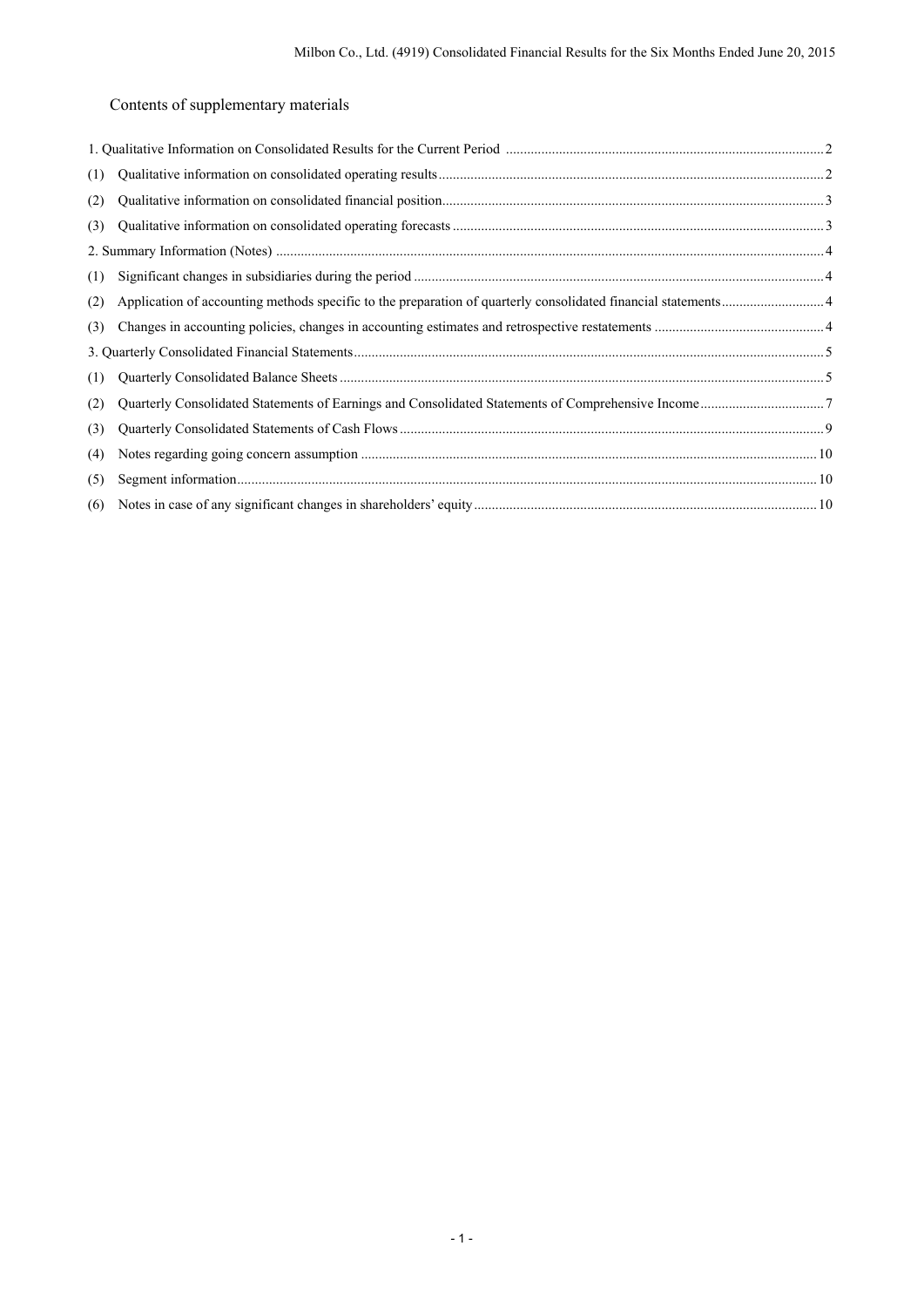## Contents of supplementary materials

1. Qualitative Information on Consolidated Results for the Current Period ..... 2
   - (1) Qualitative information on consolidated operating results ..... 2
   - (2) Qualitative information on consolidated financial position ..... 3
   - (3) Qualitative information on consolidated operating forecasts ..... 3
2. Summary Information (Notes) ..... 4
   - (1) Significant changes in subsidiaries during the period ..... 4
   - (2) Application of accounting methods specific to the preparation of quarterly consolidated financial statements ..... 4
   - (3) Changes in accounting policies, changes in accounting estimates and retrospective restatements ..... 4
3. Quarterly Consolidated Financial Statements ..... 5
   - (1) Quarterly Consolidated Balance Sheets ..... 5
   - (2) Quarterly Consolidated Statements of Earnings and Consolidated Statements of Comprehensive Income ..... 7
   - (3) Quarterly Consolidated Statements of Cash Flows ..... 9
   - (4) Notes regarding going concern assumption ..... 10
   - (5) Segment information ..... 10
   - (6) Notes in case of any significant changes in shareholders' equity ..... 10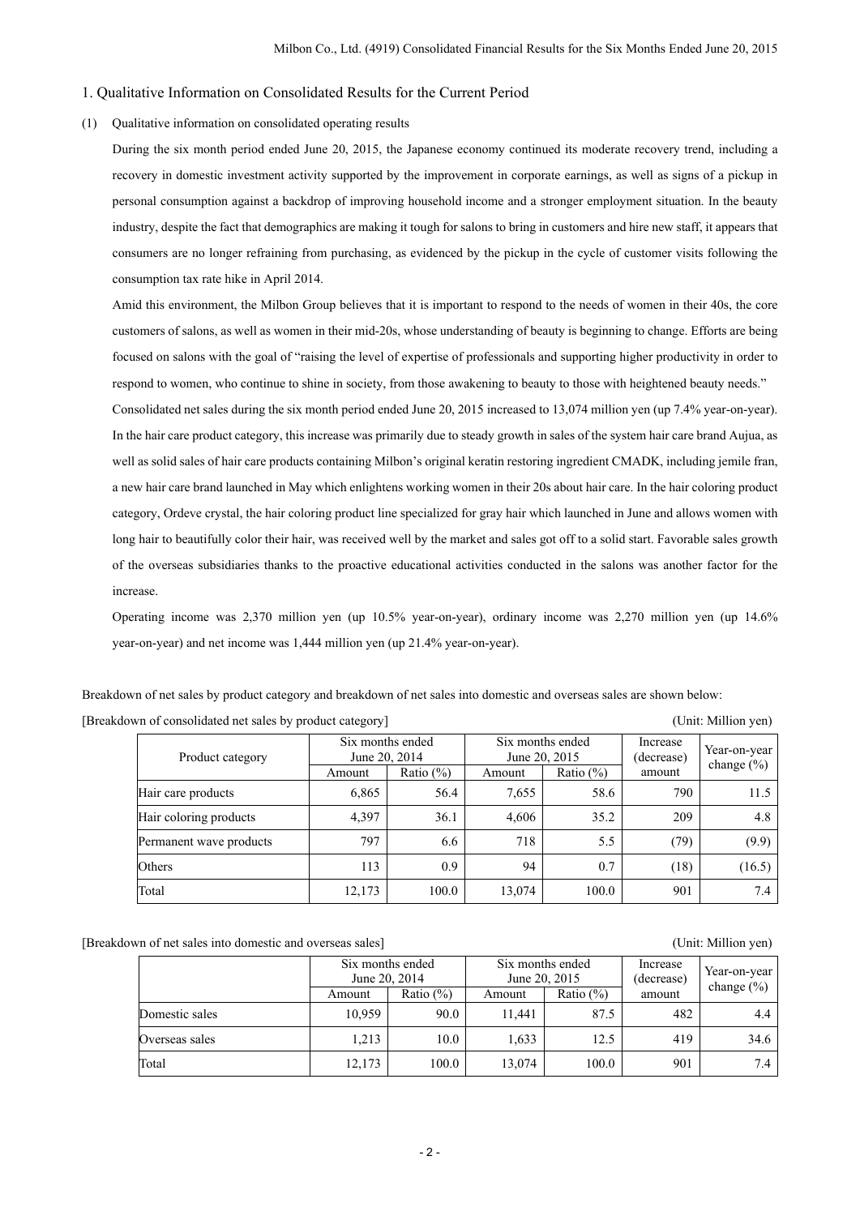## 1. Qualitative Information on Consolidated Results for the Current Period

### (1) Qualitative information on consolidated operating results

During the six month period ended June 20, 2015, the Japanese economy continued its moderate recovery trend, including a recovery in domestic investment activity supported by the improvement in corporate earnings, as well as signs of a pickup in personal consumption against a backdrop of improving household income and a stronger employment situation. In the beauty industry, despite the fact that demographics are making it tough for salons to bring in customers and hire new staff, it appears that consumers are no longer refraining from purchasing, as evidenced by the pickup in the cycle of customer visits following the consumption tax rate hike in April 2014.

Amid this environment, the Milbon Group believes that it is important to respond to the needs of women in their 40s, the core customers of salons, as well as women in their mid-20s, whose understanding of beauty is beginning to change. Efforts are being focused on salons with the goal of "raising the level of expertise of professionals and supporting higher productivity in order to respond to women, who continue to shine in society, from those awakening to beauty to those with heightened beauty needs."

Consolidated net sales during the six month period ended June 20, 2015 increased to 13,074 million yen (up 7.4% year-on-year). In the hair care product category, this increase was primarily due to steady growth in sales of the system hair care brand Aujua, as well as solid sales of hair care products containing Milbon's original keratin restoring ingredient CMADK, including jemile fran, a new hair care brand launched in May which enlightens working women in their 20s about hair care. In the hair coloring product category, Ordeve crystal, the hair coloring product line specialized for gray hair which launched in June and allows women with long hair to beautifully color their hair, was received well by the market and sales got off to a solid start. Favorable sales growth of the overseas subsidiaries thanks to the proactive educational activities conducted in the salons was another factor for the increase.

Operating income was 2,370 million yen (up 10.5% year-on-year), ordinary income was 2,270 million yen (up 14.6% year-on-year) and net income was 1,444 million yen (up 21.4% year-on-year).

Breakdown of net sales by product category and breakdown of net sales into domestic and overseas sales are shown below:

[Breakdown of consolidated net sales by product category] (Unit: Million yen)

| Product category | Six months ended June 20, 2014 | | Six months ended June 20, 2015 | | Increase (decrease) amount | Year-on-year change (%) |
|---|---|---|---|---|---|---|
| | Amount | Ratio (%) | Amount | Ratio (%) | | |
| Hair care products | 6,865 | 56.4 | 7,655 | 58.6 | 790 | 11.5 |
| Hair coloring products | 4,397 | 36.1 | 4,606 | 35.2 | 209 | 4.8 |
| Permanent wave products | 797 | 6.6 | 718 | 5.5 | (79) | (9.9) |
| Others | 113 | 0.9 | 94 | 0.7 | (18) | (16.5) |
| Total | 12,173 | 100.0 | 13,074 | 100.0 | 901 | 7.4 |

[Breakdown of net sales into domestic and overseas sales] (Unit: Million yen)

| | Six months ended June 20, 2014 | | Six months ended June 20, 2015 | | Increase (decrease) amount | Year-on-year change (%) |
|---|---|---|---|---|---|---|
| | Amount | Ratio (%) | Amount | Ratio (%) | | |
| Domestic sales | 10,959 | 90.0 | 11,441 | 87.5 | 482 | 4.4 |
| Overseas sales | 1,213 | 10.0 | 1,633 | 12.5 | 419 | 34.6 |
| Total | 12,173 | 100.0 | 13,074 | 100.0 | 901 | 7.4 |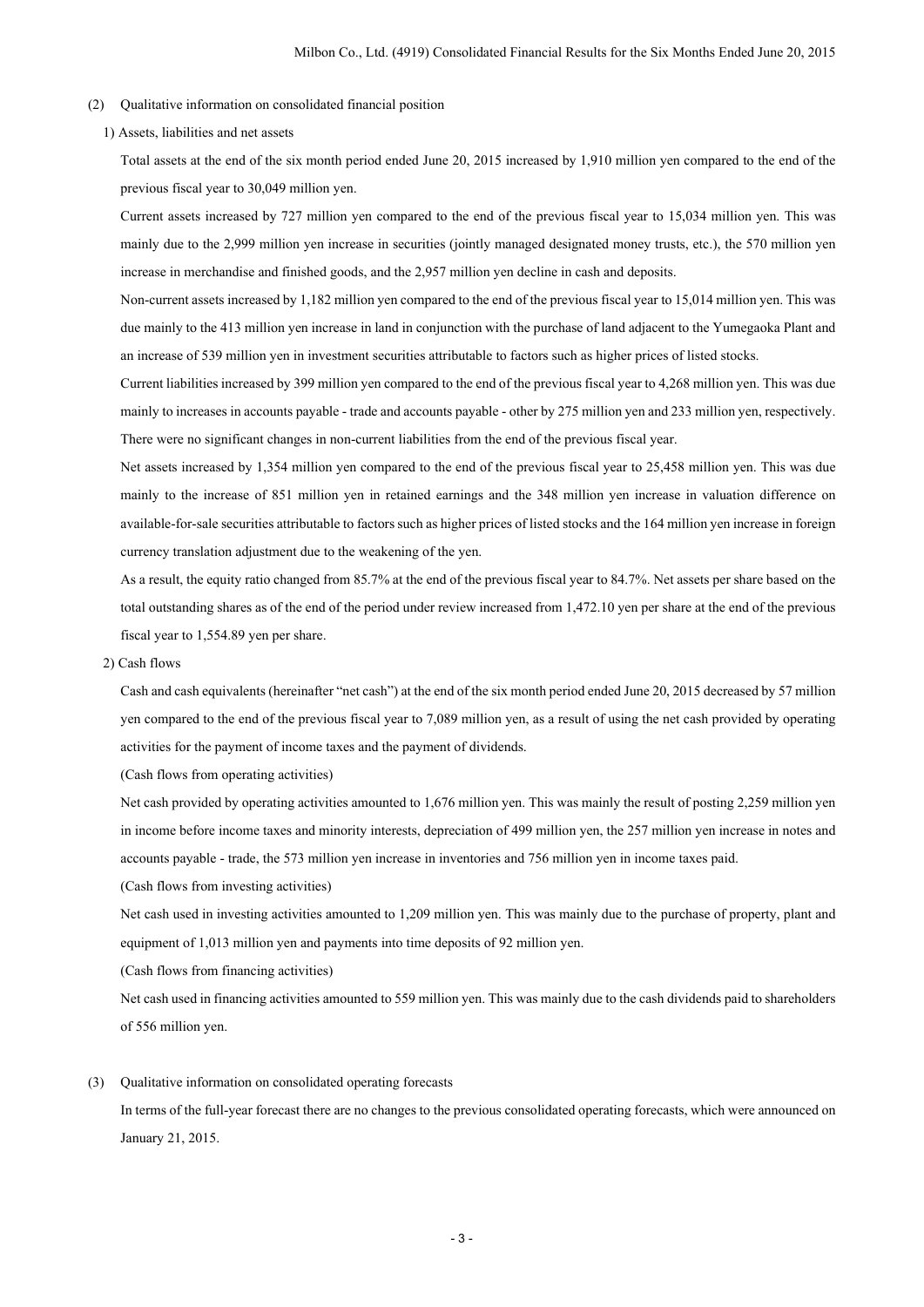### (2) Qualitative information on consolidated financial position

#### 1) Assets, liabilities and net assets

Total assets at the end of the six month period ended June 20, 2015 increased by 1,910 million yen compared to the end of the previous fiscal year to 30,049 million yen.

Current assets increased by 727 million yen compared to the end of the previous fiscal year to 15,034 million yen. This was mainly due to the 2,999 million yen increase in securities (jointly managed designated money trusts, etc.), the 570 million yen increase in merchandise and finished goods, and the 2,957 million yen decline in cash and deposits.

Non-current assets increased by 1,182 million yen compared to the end of the previous fiscal year to 15,014 million yen. This was due mainly to the 413 million yen increase in land in conjunction with the purchase of land adjacent to the Yumegaoka Plant and an increase of 539 million yen in investment securities attributable to factors such as higher prices of listed stocks.

Current liabilities increased by 399 million yen compared to the end of the previous fiscal year to 4,268 million yen. This was due mainly to increases in accounts payable - trade and accounts payable - other by 275 million yen and 233 million yen, respectively. There were no significant changes in non-current liabilities from the end of the previous fiscal year.

Net assets increased by 1,354 million yen compared to the end of the previous fiscal year to 25,458 million yen. This was due mainly to the increase of 851 million yen in retained earnings and the 348 million yen increase in valuation difference on available-for-sale securities attributable to factors such as higher prices of listed stocks and the 164 million yen increase in foreign currency translation adjustment due to the weakening of the yen.

As a result, the equity ratio changed from 85.7% at the end of the previous fiscal year to 84.7%. Net assets per share based on the total outstanding shares as of the end of the period under review increased from 1,472.10 yen per share at the end of the previous fiscal year to 1,554.89 yen per share.

#### 2) Cash flows

Cash and cash equivalents (hereinafter "net cash") at the end of the six month period ended June 20, 2015 decreased by 57 million yen compared to the end of the previous fiscal year to 7,089 million yen, as a result of using the net cash provided by operating activities for the payment of income taxes and the payment of dividends.

(Cash flows from operating activities)

Net cash provided by operating activities amounted to 1,676 million yen. This was mainly the result of posting 2,259 million yen in income before income taxes and minority interests, depreciation of 499 million yen, the 257 million yen increase in notes and accounts payable - trade, the 573 million yen increase in inventories and 756 million yen in income taxes paid.

(Cash flows from investing activities)

Net cash used in investing activities amounted to 1,209 million yen. This was mainly due to the purchase of property, plant and equipment of 1,013 million yen and payments into time deposits of 92 million yen.

(Cash flows from financing activities)

Net cash used in financing activities amounted to 559 million yen. This was mainly due to the cash dividends paid to shareholders of 556 million yen.

### (3) Qualitative information on consolidated operating forecasts

In terms of the full-year forecast there are no changes to the previous consolidated operating forecasts, which were announced on January 21, 2015.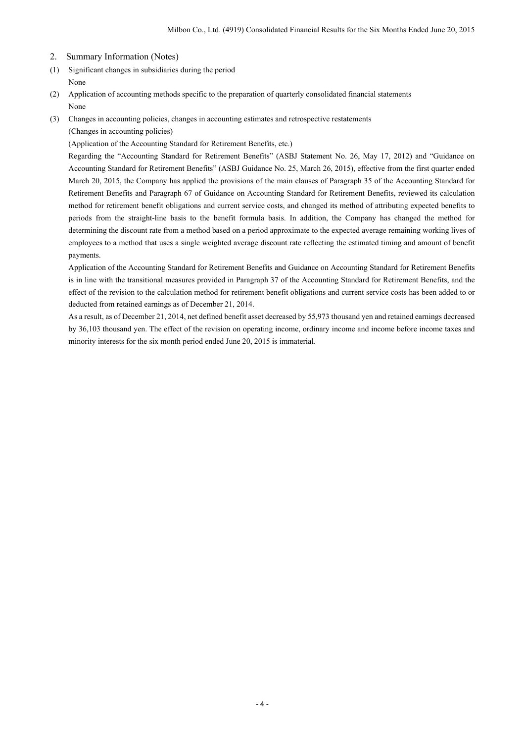## 2. Summary Information (Notes)

(1) Significant changes in subsidiaries during the period

None

(2) Application of accounting methods specific to the preparation of quarterly consolidated financial statements

None

(3) Changes in accounting policies, changes in accounting estimates and retrospective restatements

(Changes in accounting policies)

(Application of the Accounting Standard for Retirement Benefits, etc.)

Regarding the "Accounting Standard for Retirement Benefits" (ASBJ Statement No. 26, May 17, 2012) and "Guidance on Accounting Standard for Retirement Benefits" (ASBJ Guidance No. 25, March 26, 2015), effective from the first quarter ended March 20, 2015, the Company has applied the provisions of the main clauses of Paragraph 35 of the Accounting Standard for Retirement Benefits and Paragraph 67 of Guidance on Accounting Standard for Retirement Benefits, reviewed its calculation method for retirement benefit obligations and current service costs, and changed its method of attributing expected benefits to periods from the straight-line basis to the benefit formula basis. In addition, the Company has changed the method for determining the discount rate from a method based on a period approximate to the expected average remaining working lives of employees to a method that uses a single weighted average discount rate reflecting the estimated timing and amount of benefit payments.

Application of the Accounting Standard for Retirement Benefits and Guidance on Accounting Standard for Retirement Benefits is in line with the transitional measures provided in Paragraph 37 of the Accounting Standard for Retirement Benefits, and the effect of the revision to the calculation method for retirement benefit obligations and current service costs has been added to or deducted from retained earnings as of December 21, 2014.

As a result, as of December 21, 2014, net defined benefit asset decreased by 55,973 thousand yen and retained earnings decreased by 36,103 thousand yen. The effect of the revision on operating income, ordinary income and income before income taxes and minority interests for the six month period ended June 20, 2015 is immaterial.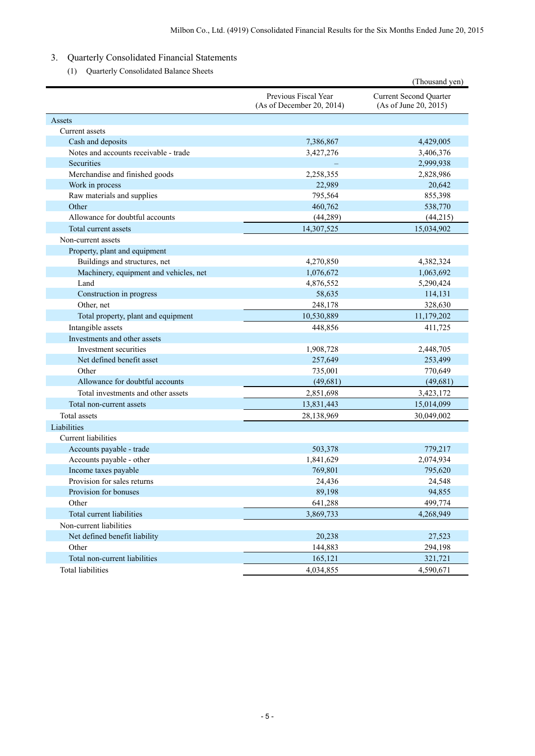## 3. Quarterly Consolidated Financial Statements

### (1) Quarterly Consolidated Balance Sheets

(Thousand yen)

| | Previous Fiscal Year (As of December 20, 2014) | Current Second Quarter (As of June 20, 2015) |
|---|---|---|
| Assets | | |
| Current assets | | |
| Cash and deposits | 7,386,867 | 4,429,005 |
| Notes and accounts receivable - trade | 3,427,276 | 3,406,376 |
| Securities | – | 2,999,938 |
| Merchandise and finished goods | 2,258,355 | 2,828,986 |
| Work in process | 22,989 | 20,642 |
| Raw materials and supplies | 795,564 | 855,398 |
| Other | 460,762 | 538,770 |
| Allowance for doubtful accounts | (44,289) | (44,215) |
| Total current assets | 14,307,525 | 15,034,902 |
| Non-current assets | | |
| Property, plant and equipment | | |
| Buildings and structures, net | 4,270,850 | 4,382,324 |
| Machinery, equipment and vehicles, net | 1,076,672 | 1,063,692 |
| Land | 4,876,552 | 5,290,424 |
| Construction in progress | 58,635 | 114,131 |
| Other, net | 248,178 | 328,630 |
| Total property, plant and equipment | 10,530,889 | 11,179,202 |
| Intangible assets | 448,856 | 411,725 |
| Investments and other assets | | |
| Investment securities | 1,908,728 | 2,448,705 |
| Net defined benefit asset | 257,649 | 253,499 |
| Other | 735,001 | 770,649 |
| Allowance for doubtful accounts | (49,681) | (49,681) |
| Total investments and other assets | 2,851,698 | 3,423,172 |
| Total non-current assets | 13,831,443 | 15,014,099 |
| Total assets | 28,138,969 | 30,049,002 |
| Liabilities | | |
| Current liabilities | | |
| Accounts payable - trade | 503,378 | 779,217 |
| Accounts payable - other | 1,841,629 | 2,074,934 |
| Income taxes payable | 769,801 | 795,620 |
| Provision for sales returns | 24,436 | 24,548 |
| Provision for bonuses | 89,198 | 94,855 |
| Other | 641,288 | 499,774 |
| Total current liabilities | 3,869,733 | 4,268,949 |
| Non-current liabilities | | |
| Net defined benefit liability | 20,238 | 27,523 |
| Other | 144,883 | 294,198 |
| Total non-current liabilities | 165,121 | 321,721 |
| Total liabilities | 4,034,855 | 4,590,671 |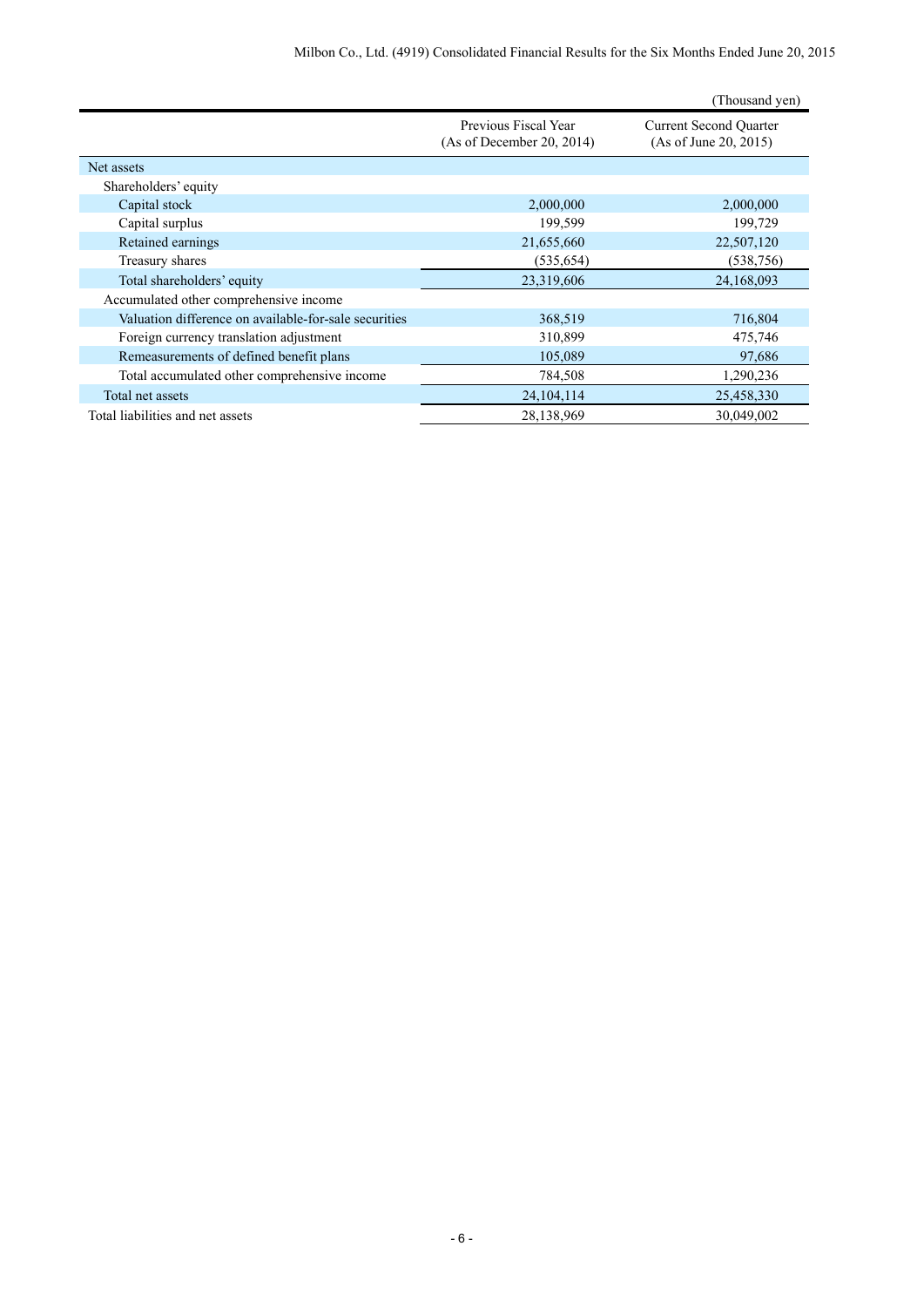(Thousand yen)

| | Previous Fiscal Year (As of December 20, 2014) | Current Second Quarter (As of June 20, 2015) |
|---|---|---|
| Net assets | | |
| Shareholders' equity | | |
| Capital stock | 2,000,000 | 2,000,000 |
| Capital surplus | 199,599 | 199,729 |
| Retained earnings | 21,655,660 | 22,507,120 |
| Treasury shares | (535,654) | (538,756) |
| Total shareholders' equity | 23,319,606 | 24,168,093 |
| Accumulated other comprehensive income | | |
| Valuation difference on available-for-sale securities | 368,519 | 716,804 |
| Foreign currency translation adjustment | 310,899 | 475,746 |
| Remeasurements of defined benefit plans | 105,089 | 97,686 |
| Total accumulated other comprehensive income | 784,508 | 1,290,236 |
| Total net assets | 24,104,114 | 25,458,330 |
| Total liabilities and net assets | 28,138,969 | 30,049,002 |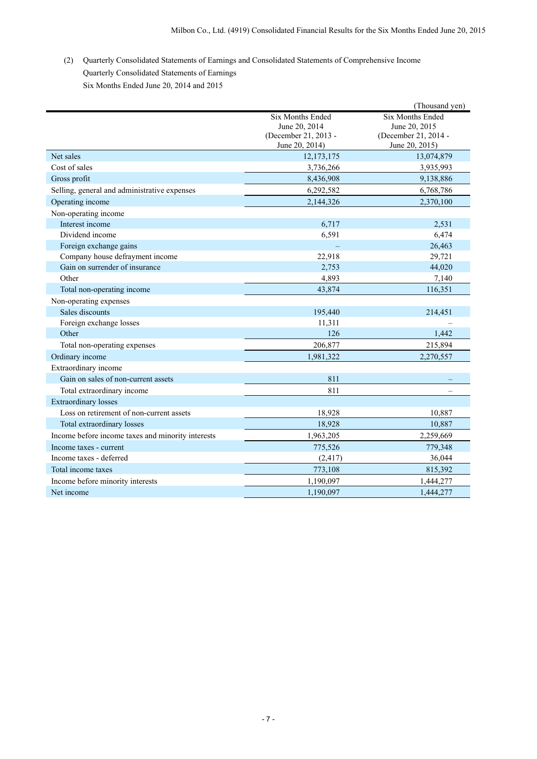(2) Quarterly Consolidated Statements of Earnings and Consolidated Statements of Comprehensive Income

Quarterly Consolidated Statements of Earnings

Six Months Ended June 20, 2014 and 2015

(Thousand yen)

| | Six Months Ended June 20, 2014 (December 21, 2013 - June 20, 2014) | Six Months Ended June 20, 2015 (December 21, 2014 - June 20, 2015) |
|---|---|---|
| Net sales | 12,173,175 | 13,074,879 |
| Cost of sales | 3,736,266 | 3,935,993 |
| Gross profit | 8,436,908 | 9,138,886 |
| Selling, general and administrative expenses | 6,292,582 | 6,768,786 |
| Operating income | 2,144,326 | 2,370,100 |
| Non-operating income | | |
| Interest income | 6,717 | 2,531 |
| Dividend income | 6,591 | 6,474 |
| Foreign exchange gains | – | 26,463 |
| Company house defrayment income | 22,918 | 29,721 |
| Gain on surrender of insurance | 2,753 | 44,020 |
| Other | 4,893 | 7,140 |
| Total non-operating income | 43,874 | 116,351 |
| Non-operating expenses | | |
| Sales discounts | 195,440 | 214,451 |
| Foreign exchange losses | 11,311 | – |
| Other | 126 | 1,442 |
| Total non-operating expenses | 206,877 | 215,894 |
| Ordinary income | 1,981,322 | 2,270,557 |
| Extraordinary income | | |
| Gain on sales of non-current assets | 811 | – |
| Total extraordinary income | 811 | – |
| Extraordinary losses | | |
| Loss on retirement of non-current assets | 18,928 | 10,887 |
| Total extraordinary losses | 18,928 | 10,887 |
| Income before income taxes and minority interests | 1,963,205 | 2,259,669 |
| Income taxes - current | 775,526 | 779,348 |
| Income taxes - deferred | (2,417) | 36,044 |
| Total income taxes | 773,108 | 815,392 |
| Income before minority interests | 1,190,097 | 1,444,277 |
| Net income | 1,190,097 | 1,444,277 |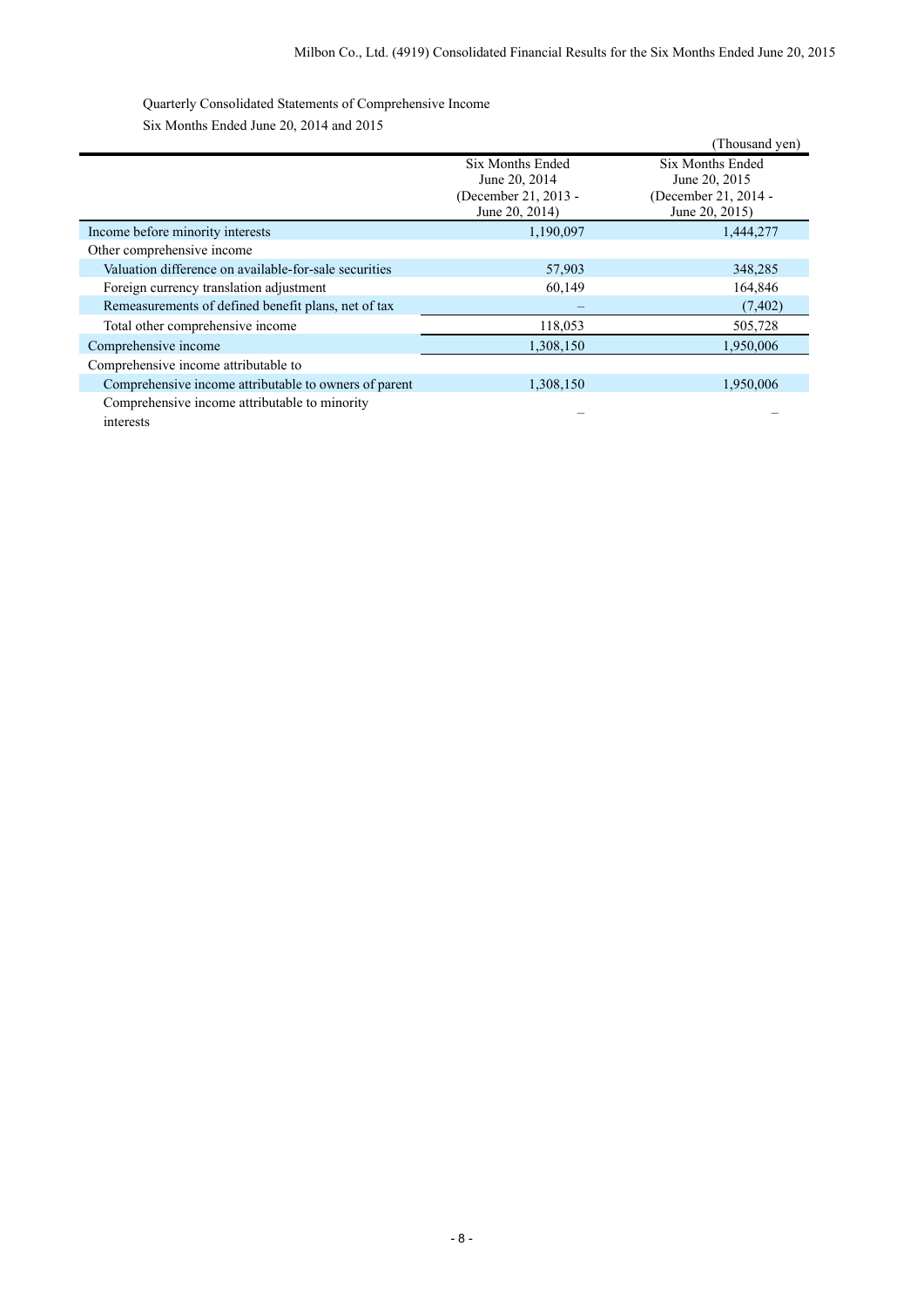Quarterly Consolidated Statements of Comprehensive Income

Six Months Ended June 20, 2014 and 2015

(Thousand yen)

| | Six Months Ended June 20, 2014 (December 21, 2013 - June 20, 2014) | Six Months Ended June 20, 2015 (December 21, 2014 - June 20, 2015) |
|---|---|---|
| Income before minority interests | 1,190,097 | 1,444,277 |
| Other comprehensive income | | |
| Valuation difference on available-for-sale securities | 57,903 | 348,285 |
| Foreign currency translation adjustment | 60,149 | 164,846 |
| Remeasurements of defined benefit plans, net of tax | – | (7,402) |
| Total other comprehensive income | 118,053 | 505,728 |
| Comprehensive income | 1,308,150 | 1,950,006 |
| Comprehensive income attributable to | | |
| Comprehensive income attributable to owners of parent | 1,308,150 | 1,950,006 |
| Comprehensive income attributable to minority interests | – | – |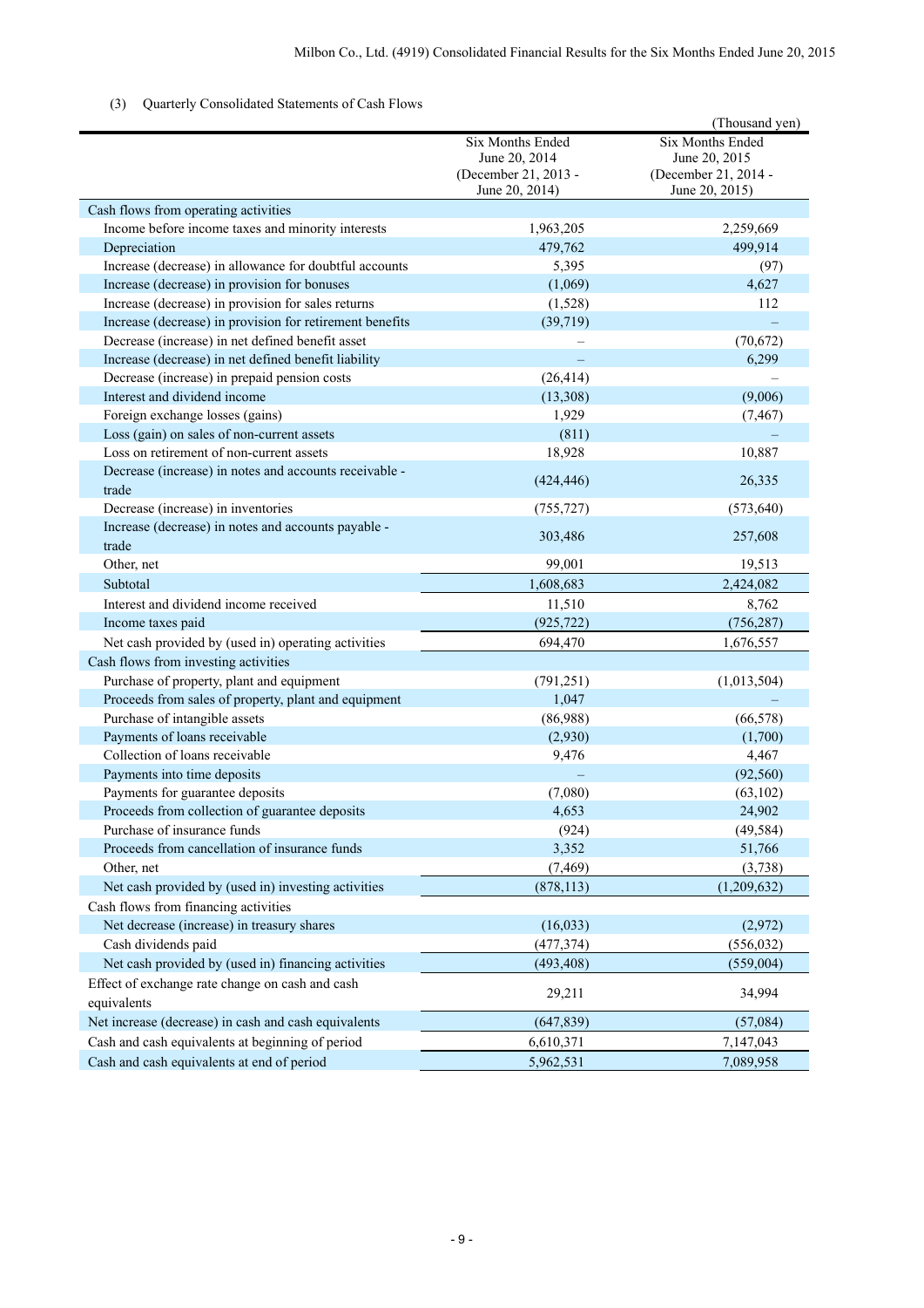(3) Quarterly Consolidated Statements of Cash Flows

(Thousand yen)

| | Six Months Ended June 20, 2014 (December 21, 2013 - June 20, 2014) | Six Months Ended June 20, 2015 (December 21, 2014 - June 20, 2015) |
|---|---|---|
| Cash flows from operating activities | | |
| Income before income taxes and minority interests | 1,963,205 | 2,259,669 |
| Depreciation | 479,762 | 499,914 |
| Increase (decrease) in allowance for doubtful accounts | 5,395 | (97) |
| Increase (decrease) in provision for bonuses | (1,069) | 4,627 |
| Increase (decrease) in provision for sales returns | (1,528) | 112 |
| Increase (decrease) in provision for retirement benefits | (39,719) | – |
| Decrease (increase) in net defined benefit asset | – | (70,672) |
| Increase (decrease) in net defined benefit liability | – | 6,299 |
| Decrease (increase) in prepaid pension costs | (26,414) | – |
| Interest and dividend income | (13,308) | (9,006) |
| Foreign exchange losses (gains) | 1,929 | (7,467) |
| Loss (gain) on sales of non-current assets | (811) | – |
| Loss on retirement of non-current assets | 18,928 | 10,887 |
| Decrease (increase) in notes and accounts receivable - trade | (424,446) | 26,335 |
| Decrease (increase) in inventories | (755,727) | (573,640) |
| Increase (decrease) in notes and accounts payable - trade | 303,486 | 257,608 |
| Other, net | 99,001 | 19,513 |
| Subtotal | 1,608,683 | 2,424,082 |
| Interest and dividend income received | 11,510 | 8,762 |
| Income taxes paid | (925,722) | (756,287) |
| Net cash provided by (used in) operating activities | 694,470 | 1,676,557 |
| Cash flows from investing activities | | |
| Purchase of property, plant and equipment | (791,251) | (1,013,504) |
| Proceeds from sales of property, plant and equipment | 1,047 | – |
| Purchase of intangible assets | (86,988) | (66,578) |
| Payments of loans receivable | (2,930) | (1,700) |
| Collection of loans receivable | 9,476 | 4,467 |
| Payments into time deposits | – | (92,560) |
| Payments for guarantee deposits | (7,080) | (63,102) |
| Proceeds from collection of guarantee deposits | 4,653 | 24,902 |
| Purchase of insurance funds | (924) | (49,584) |
| Proceeds from cancellation of insurance funds | 3,352 | 51,766 |
| Other, net | (7,469) | (3,738) |
| Net cash provided by (used in) investing activities | (878,113) | (1,209,632) |
| Cash flows from financing activities | | |
| Net decrease (increase) in treasury shares | (16,033) | (2,972) |
| Cash dividends paid | (477,374) | (556,032) |
| Net cash provided by (used in) financing activities | (493,408) | (559,004) |
| Effect of exchange rate change on cash and cash equivalents | 29,211 | 34,994 |
| Net increase (decrease) in cash and cash equivalents | (647,839) | (57,084) |
| Cash and cash equivalents at beginning of period | 6,610,371 | 7,147,043 |
| Cash and cash equivalents at end of period | 5,962,531 | 7,089,958 |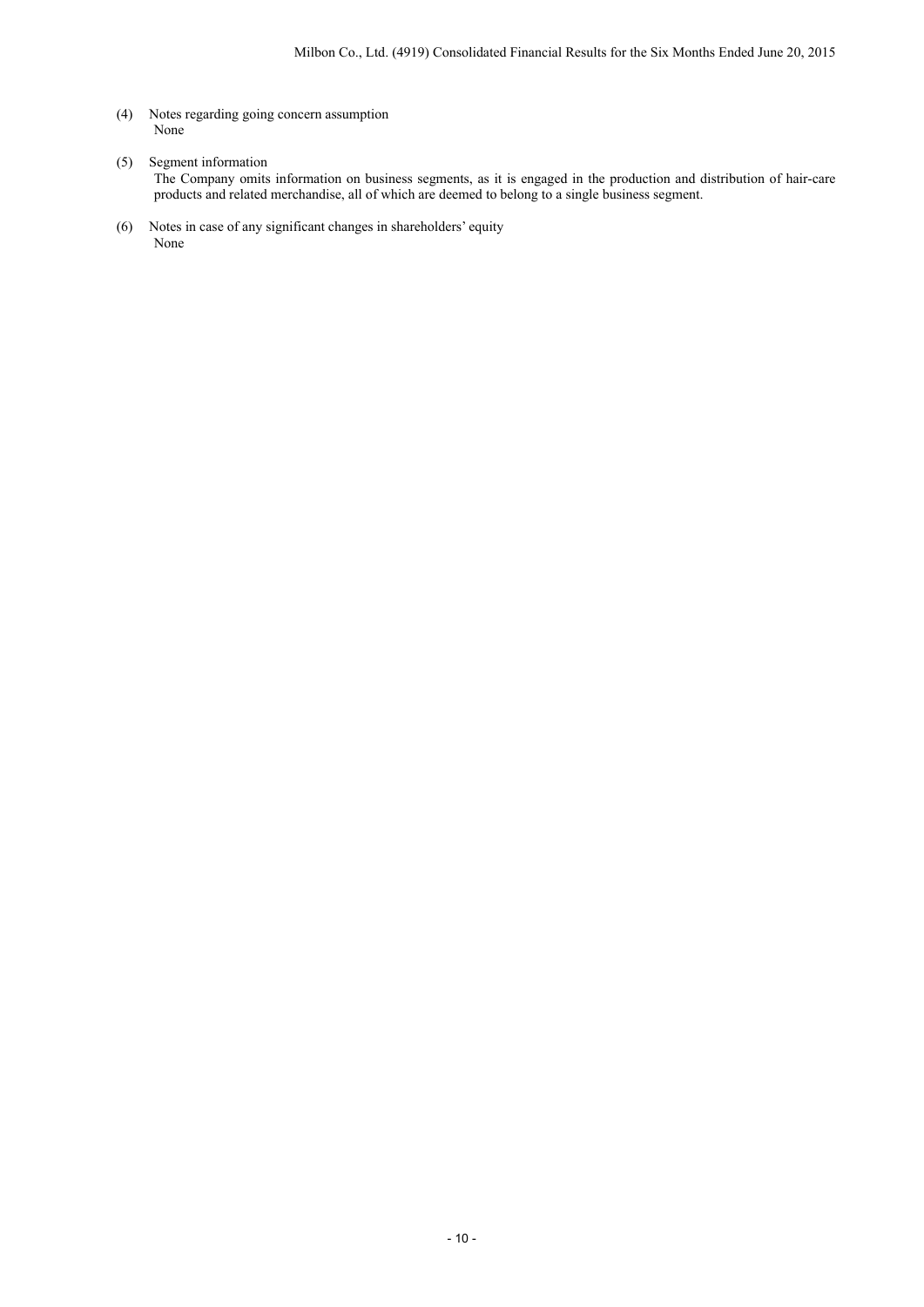(4) Notes regarding going concern assumption

None

(5) Segment information

The Company omits information on business segments, as it is engaged in the production and distribution of hair-care products and related merchandise, all of which are deemed to belong to a single business segment.

(6) Notes in case of any significant changes in shareholders' equity

None